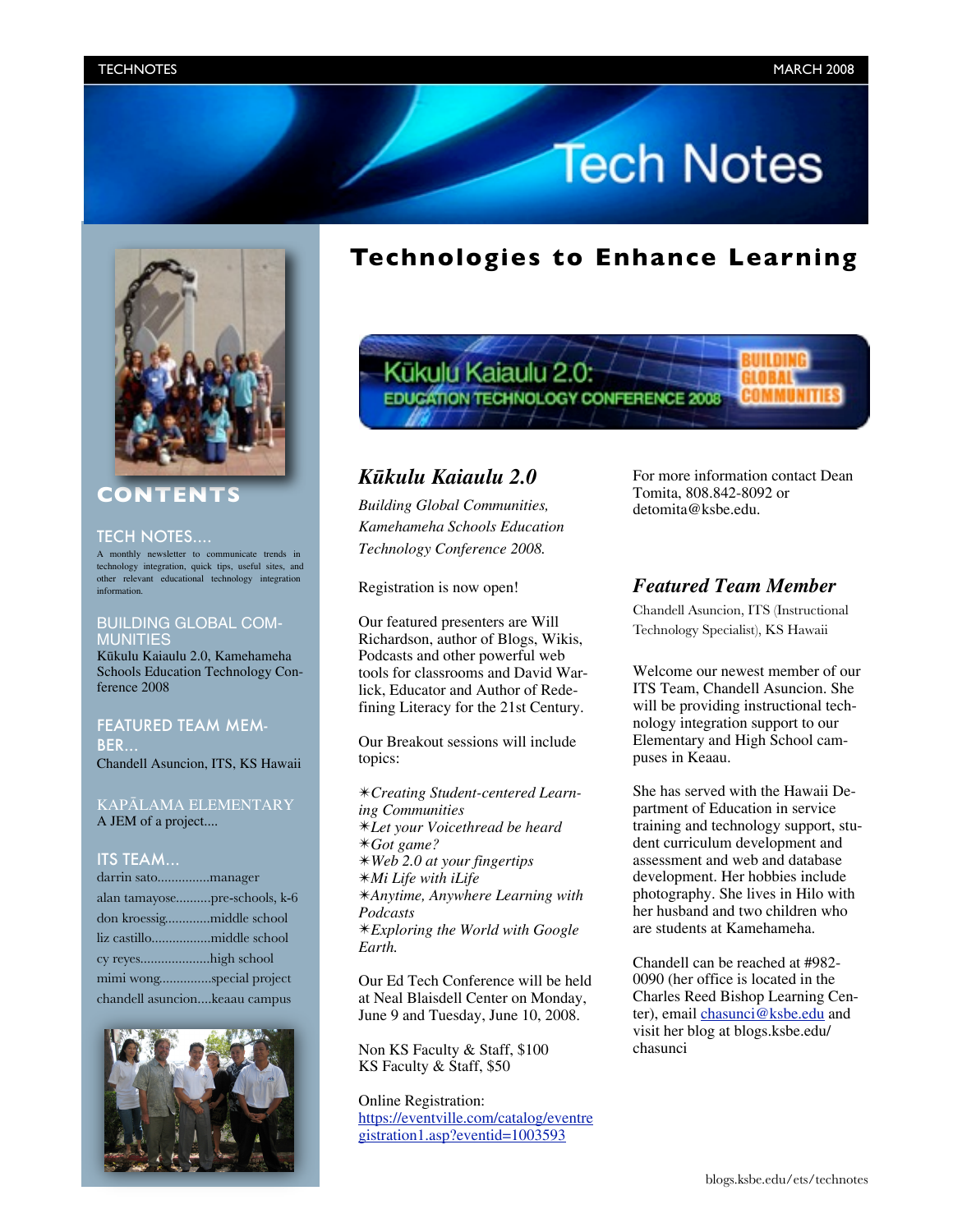# Tech Notes

## CONTENTS

### TECH NOTES....

A monthly newsletter to communicate trends in technology integration, quick tips, useful sites, and other relevant educational technology integration information.

### BUILDING GLOBAL COMMUNITIES

Kūkulu Kaiaulu 2.0, Kamehameha Schools Education Technology Conference 2008

### FEATURED TEAM MEMBER...

Chandell Asuncion, ITS, KS Hawaii

### KAPĀLAMA ELEMENTARY

A JEM of a project....

### ITS TEAM...

darrin sato...............manager
alan tamayose..........pre-schools, k-6
don kroessig............middle school
liz castillo.................middle school
cy reyes....................high school
mimi wong..............special project
chandell asuncion....keaau campus

# Technologies to Enhance Learning

Kūkulu Kaiaulu 2.0: EDUCATION TECHNOLOGY CONFERENCE 2008 — BUILDING GLOBAL COMMUNITIES

## *Kūkulu Kaiaulu 2.0*

*Building Global Communities, Kamehameha Schools Education Technology Conference 2008.*

Registration is now open!

Our featured presenters are Will Richardson, author of Blogs, Wikis, Podcasts and other powerful web tools for classrooms and David Warlick, Educator and Author of Redefining Literacy for the 21st Century.

Our Breakout sessions will include topics:

✶*Creating Student-centered Learning Communities*
✶*Let your Voicethread be heard*
✶*Got game?*
✶*Web 2.0 at your fingertips*
✶*Mi Life with iLife*
✶*Anytime, Anywhere Learning with Podcasts*
✶*Exploring the World with Google Earth.*

Our Ed Tech Conference will be held at Neal Blaisdell Center on Monday, June 9 and Tuesday, June 10, 2008.

Non KS Faculty & Staff, $100
KS Faculty & Staff, $50

Online Registration:
https://eventville.com/catalog/eventregistration1.asp?eventid=1003593

For more information contact Dean Tomita, 808.842-8092 or detomita@ksbe.edu.

## *Featured Team Member*

Chandell Asuncion, ITS (Instructional Technology Specialist), KS Hawaii

Welcome our newest member of our ITS Team, Chandell Asuncion. She will be providing instructional technology integration support to our Elementary and High School campuses in Keaau.

She has served with the Hawaii Department of Education in service training and technology support, student curriculum development and assessment and web and database development. Her hobbies include photography. She lives in Hilo with her husband and two children who are students at Kamehameha.

Chandell can be reached at #982-0090 (her office is located in the Charles Reed Bishop Learning Center), email chasunci@ksbe.edu and visit her blog at blogs.ksbe.edu/chasunci

blogs.ksbe.edu/ets/technotes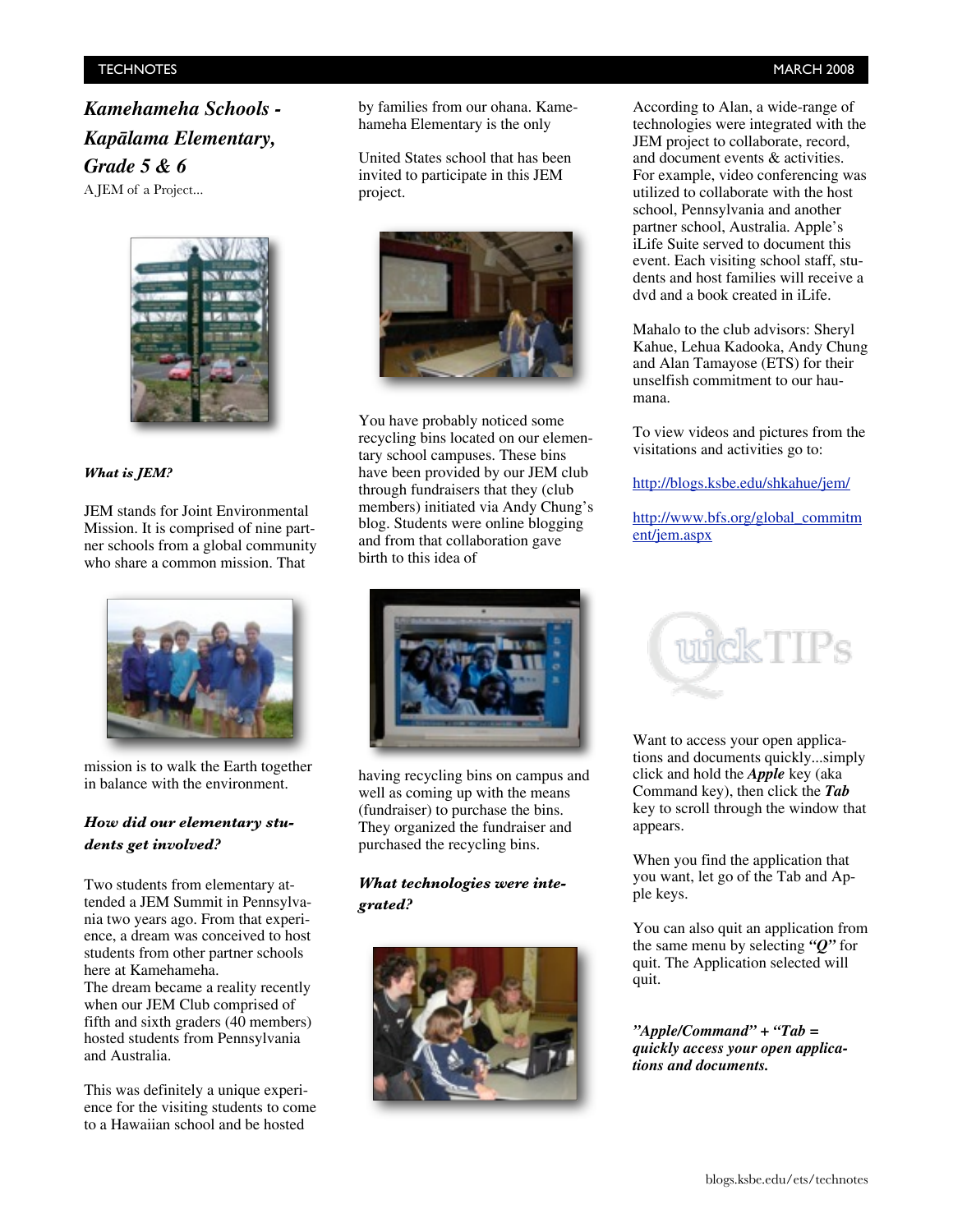## *Kamehameha Schools - Kapālama Elementary, Grade 5 & 6*

A JEM of a Project...

***What is JEM?***

JEM stands for Joint Environmental Mission. It is comprised of nine partner schools from a global community who share a common mission. That mission is to walk the Earth together in balance with the environment.

***How did our elementary students get involved?***

Two students from elementary attended a JEM Summit in Pennsylvania two years ago. From that experience, a dream was conceived to host students from other partner schools here at Kamehameha.
The dream became a reality recently when our JEM Club comprised of fifth and sixth graders (40 members) hosted students from Pennsylvania and Australia.

This was definitely a unique experience for the visiting students to come to a Hawaiian school and be hosted by families from our ohana. Kamehameha Elementary is the only United States school that has been invited to participate in this JEM project.

You have probably noticed some recycling bins located on our elementary school campuses. These bins have been provided by our JEM club through fundraisers that they (club members) initiated via Andy Chung's blog. Students were online blogging and from that collaboration gave birth to this idea of having recycling bins on campus and well as coming up with the means (fundraiser) to purchase the bins. They organized the fundraiser and purchased the recycling bins.

***What technologies were integrated?***

According to Alan, a wide-range of technologies were integrated with the JEM project to collaborate, record, and document events & activities. For example, video conferencing was utilized to collaborate with the host school, Pennsylvania and another partner school, Australia. Apple's iLife Suite served to document this event. Each visiting school staff, students and host families will receive a dvd and a book created in iLife.

Mahalo to the club advisors: Sheryl Kahue, Lehua Kadooka, Andy Chung and Alan Tamayose (ETS) for their unselfish commitment to our haumana.

To view videos and pictures from the visitations and activities go to:

http://blogs.ksbe.edu/shkahue/jem/

http://www.bfs.org/global_commitment/jem.aspx

## QuickTIPs

Want to access your open applications and documents quickly...simply click and hold the ***Apple*** key (aka Command key), then click the ***Tab*** key to scroll through the window that appears.

When you find the application that you want, let go of the Tab and Apple keys.

You can also quit an application from the same menu by selecting ***"Q"*** for quit. The Application selected will quit.

***"Apple/Command" + "Tab = quickly access your open applications and documents.***